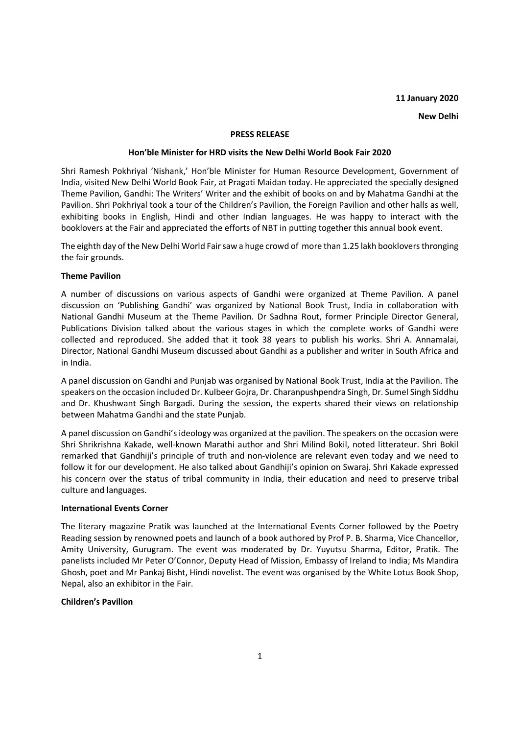**11 January 2020**

**New Delhi**

**PRESS RELEASE**

**Hon'ble Minister for HRD visits the New Delhi World Book Fair 2020**

Shri Ramesh Pokhriyal 'Nishank,' Hon'ble Minister for Human Resource Development, Government of India, visited New Delhi World Book Fair, at Pragati Maidan today. He appreciated the specially designed Theme Pavilion, Gandhi: The Writers' Writer and the exhibit of books on and by Mahatma Gandhi at the Pavilion. Shri Pokhriyal took a tour of the Children's Pavilion, the Foreign Pavilion and other halls as well, exhibiting books in English, Hindi and other Indian languages. He was happy to interact with the booklovers at the Fair and appreciated the efforts of NBT in putting together this annual book event.

The eighth day of the New Delhi World Fair saw a huge crowd of more than 1.25 lakh booklovers thronging the fair grounds.

**Theme Pavilion**

A number of discussions on various aspects of Gandhi were organized at Theme Pavilion. A panel discussion on 'Publishing Gandhi' was organized by National Book Trust, India in collaboration with National Gandhi Museum at the Theme Pavilion. Dr Sadhna Rout, former Principle Director General, Publications Division talked about the various stages in which the complete works of Gandhi were collected and reproduced. She added that it took 38 years to publish his works. Shri A. Annamalai, Director, National Gandhi Museum discussed about Gandhi as a publisher and writer in South Africa and in India.

A panel discussion on Gandhi and Punjab was organised by National Book Trust, India at the Pavilion. The speakers on the occasion included Dr. Kulbeer Gojra, Dr. Charanpushpendra Singh, Dr. Sumel Singh Siddhu and Dr. Khushwant Singh Bargadi. During the session, the experts shared their views on relationship between Mahatma Gandhi and the state Punjab.

A panel discussion on Gandhi's ideology was organized at the pavilion. The speakers on the occasion were Shri Shrikrishna Kakade, well-known Marathi author and Shri Milind Bokil, noted litterateur. Shri Bokil remarked that Gandhiji's principle of truth and non-violence are relevant even today and we need to follow it for our development. He also talked about Gandhiji's opinion on Swaraj. Shri Kakade expressed his concern over the status of tribal community in India, their education and need to preserve tribal culture and languages.

**International Events Corner**

The literary magazine Pratik was launched at the International Events Corner followed by the Poetry Reading session by renowned poets and launch of a book authored by Prof P. B. Sharma, Vice Chancellor, Amity University, Gurugram. The event was moderated by Dr. Yuyutsu Sharma, Editor, Pratik. The panelists included Mr Peter O'Connor, Deputy Head of Mission, Embassy of Ireland to India; Ms Mandira Ghosh, poet and Mr Pankaj Bisht, Hindi novelist. The event was organised by the White Lotus Book Shop, Nepal, also an exhibitor in the Fair.

**Children's Pavilion**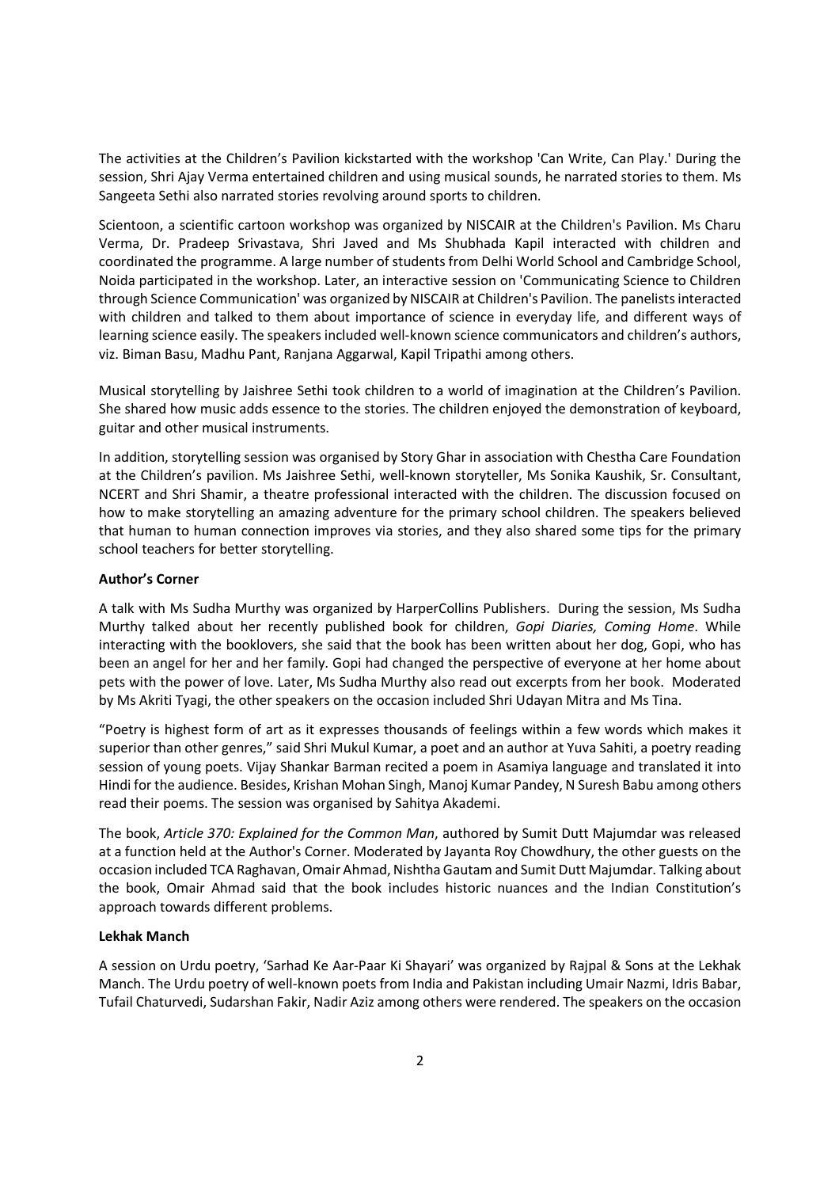The activities at the Children's Pavilion kickstarted with the workshop 'Can Write, Can Play.' During the session, Shri Ajay Verma entertained children and using musical sounds, he narrated stories to them. Ms Sangeeta Sethi also narrated stories revolving around sports to children.

Scientoon, a scientific cartoon workshop was organized by NISCAIR at the Children's Pavilion. Ms Charu Verma, Dr. Pradeep Srivastava, Shri Javed and Ms Shubhada Kapil interacted with children and coordinated the programme. A large number of students from Delhi World School and Cambridge School, Noida participated in the workshop. Later, an interactive session on 'Communicating Science to Children through Science Communication' was organized by NISCAIR at Children's Pavilion. The panelists interacted with children and talked to them about importance of science in everyday life, and different ways of learning science easily. The speakers included well-known science communicators and children's authors, viz. Biman Basu, Madhu Pant, Ranjana Aggarwal, Kapil Tripathi among others.

Musical storytelling by Jaishree Sethi took children to a world of imagination at the Children's Pavilion. She shared how music adds essence to the stories. The children enjoyed the demonstration of keyboard, guitar and other musical instruments.

In addition, storytelling session was organised by Story Ghar in association with Chestha Care Foundation at the Children's pavilion. Ms Jaishree Sethi, well-known storyteller, Ms Sonika Kaushik, Sr. Consultant, NCERT and Shri Shamir, a theatre professional interacted with the children. The discussion focused on how to make storytelling an amazing adventure for the primary school children. The speakers believed that human to human connection improves via stories, and they also shared some tips for the primary school teachers for better storytelling.

**Author's Corner**

A talk with Ms Sudha Murthy was organized by HarperCollins Publishers. During the session, Ms Sudha Murthy talked about her recently published book for children, *Gopi Diaries, Coming Home*. While interacting with the booklovers, she said that the book has been written about her dog, Gopi, who has been an angel for her and her family. Gopi had changed the perspective of everyone at her home about pets with the power of love. Later, Ms Sudha Murthy also read out excerpts from her book. Moderated by Ms Akriti Tyagi, the other speakers on the occasion included Shri Udayan Mitra and Ms Tina.

"Poetry is highest form of art as it expresses thousands of feelings within a few words which makes it superior than other genres," said Shri Mukul Kumar, a poet and an author at Yuva Sahiti, a poetry reading session of young poets. Vijay Shankar Barman recited a poem in Asamiya language and translated it into Hindi for the audience. Besides, Krishan Mohan Singh, Manoj Kumar Pandey, N Suresh Babu among others read their poems. The session was organised by Sahitya Akademi.

The book, *Article 370: Explained for the Common Man*, authored by Sumit Dutt Majumdar was released at a function held at the Author's Corner. Moderated by Jayanta Roy Chowdhury, the other guests on the occasion included TCA Raghavan, Omair Ahmad, Nishtha Gautam and Sumit Dutt Majumdar. Talking about the book, Omair Ahmad said that the book includes historic nuances and the Indian Constitution's approach towards different problems.

**Lekhak Manch**

A session on Urdu poetry, 'Sarhad Ke Aar-Paar Ki Shayari' was organized by Rajpal & Sons at the Lekhak Manch. The Urdu poetry of well-known poets from India and Pakistan including Umair Nazmi, Idris Babar, Tufail Chaturvedi, Sudarshan Fakir, Nadir Aziz among others were rendered. The speakers on the occasion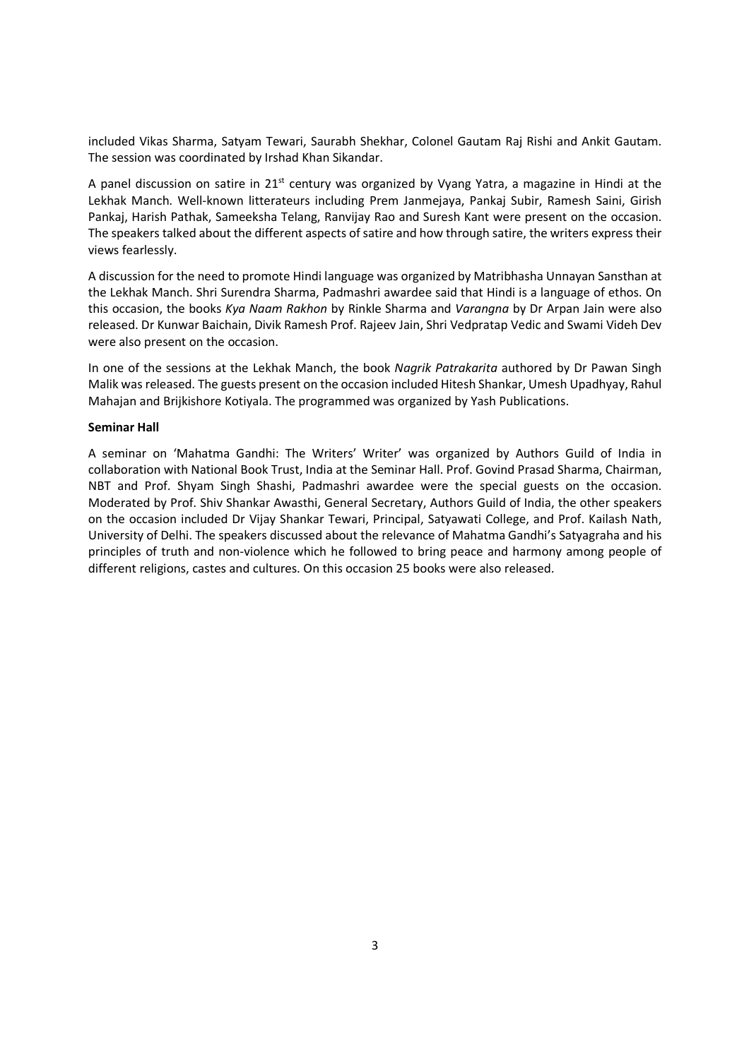included Vikas Sharma, Satyam Tewari, Saurabh Shekhar, Colonel Gautam Raj Rishi and Ankit Gautam. The session was coordinated by Irshad Khan Sikandar.

A panel discussion on satire in 21st century was organized by Vyang Yatra, a magazine in Hindi at the Lekhak Manch. Well-known litterateurs including Prem Janmejaya, Pankaj Subir, Ramesh Saini, Girish Pankaj, Harish Pathak, Sameeksha Telang, Ranvijay Rao and Suresh Kant were present on the occasion. The speakers talked about the different aspects of satire and how through satire, the writers express their views fearlessly.

A discussion for the need to promote Hindi language was organized by Matribhasha Unnayan Sansthan at the Lekhak Manch. Shri Surendra Sharma, Padmashri awardee said that Hindi is a language of ethos. On this occasion, the books *Kya Naam Rakhon* by Rinkle Sharma and *Varangna* by Dr Arpan Jain were also released. Dr Kunwar Baichain, Divik Ramesh Prof. Rajeev Jain, Shri Vedpratap Vedic and Swami Videh Dev were also present on the occasion.

In one of the sessions at the Lekhak Manch, the book *Nagrik Patrakarita* authored by Dr Pawan Singh Malik was released. The guests present on the occasion included Hitesh Shankar, Umesh Upadhyay, Rahul Mahajan and Brijkishore Kotiyala. The programmed was organized by Yash Publications.

**Seminar Hall**

A seminar on 'Mahatma Gandhi: The Writers' Writer' was organized by Authors Guild of India in collaboration with National Book Trust, India at the Seminar Hall. Prof. Govind Prasad Sharma, Chairman, NBT and Prof. Shyam Singh Shashi, Padmashri awardee were the special guests on the occasion. Moderated by Prof. Shiv Shankar Awasthi, General Secretary, Authors Guild of India, the other speakers on the occasion included Dr Vijay Shankar Tewari, Principal, Satyawati College, and Prof. Kailash Nath, University of Delhi. The speakers discussed about the relevance of Mahatma Gandhi's Satyagraha and his principles of truth and non-violence which he followed to bring peace and harmony among people of different religions, castes and cultures. On this occasion 25 books were also released.